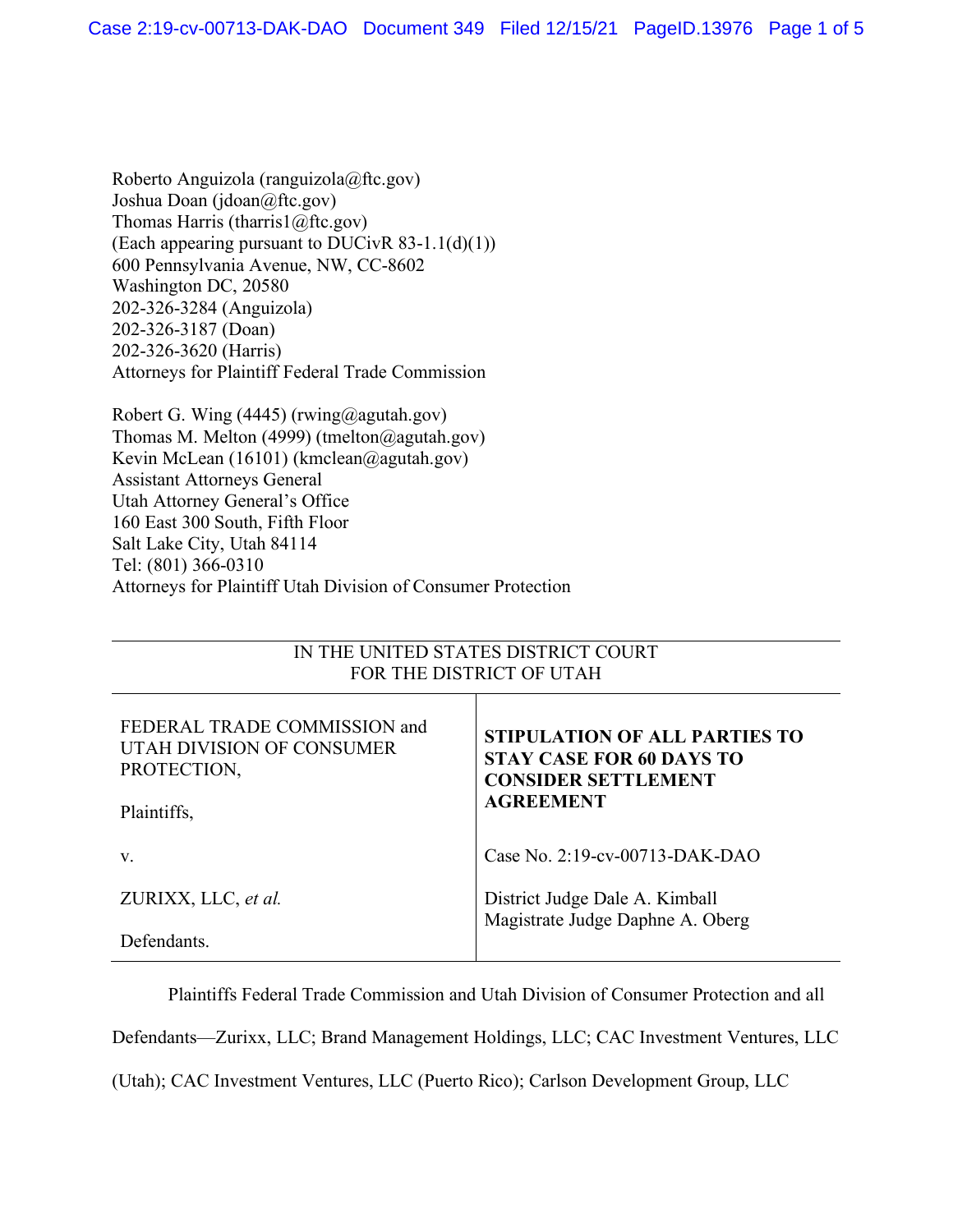Roberto Anguizola (ranguizola@ftc.gov)
Joshua Doan (jdoan@ftc.gov)
Thomas Harris (tharris1@ftc.gov)
(Each appearing pursuant to DUCivR 83-1.1(d)(1))
600 Pennsylvania Avenue, NW, CC-8602
Washington DC, 20580
202-326-3284 (Anguizola)
202-326-3187 (Doan)
202-326-3620 (Harris)
Attorneys for Plaintiff Federal Trade Commission

Robert G. Wing (4445) (rwing@agutah.gov)
Thomas M. Melton (4999) (tmelton@agutah.gov)
Kevin McLean (16101) (kmclean@agutah.gov)
Assistant Attorneys General
Utah Attorney General's Office
160 East 300 South, Fifth Floor
Salt Lake City, Utah 84114
Tel: (801) 366-0310
Attorneys for Plaintiff Utah Division of Consumer Protection

IN THE UNITED STATES DISTRICT COURT
FOR THE DISTRICT OF UTAH

| | |
|---|---|
| FEDERAL TRADE COMMISSION and UTAH DIVISION OF CONSUMER PROTECTION,<br><br>Plaintiffs,<br><br>v.<br><br>ZURIXX, LLC, *et al.*<br><br>Defendants. | **STIPULATION OF ALL PARTIES TO STAY CASE FOR 60 DAYS TO CONSIDER SETTLEMENT AGREEMENT**<br><br>Case No. 2:19-cv-00713-DAK-DAO<br><br>District Judge Dale A. Kimball<br>Magistrate Judge Daphne A. Oberg |

Plaintiffs Federal Trade Commission and Utah Division of Consumer Protection and all Defendants—Zurixx, LLC; Brand Management Holdings, LLC; CAC Investment Ventures, LLC (Utah); CAC Investment Ventures, LLC (Puerto Rico); Carlson Development Group, LLC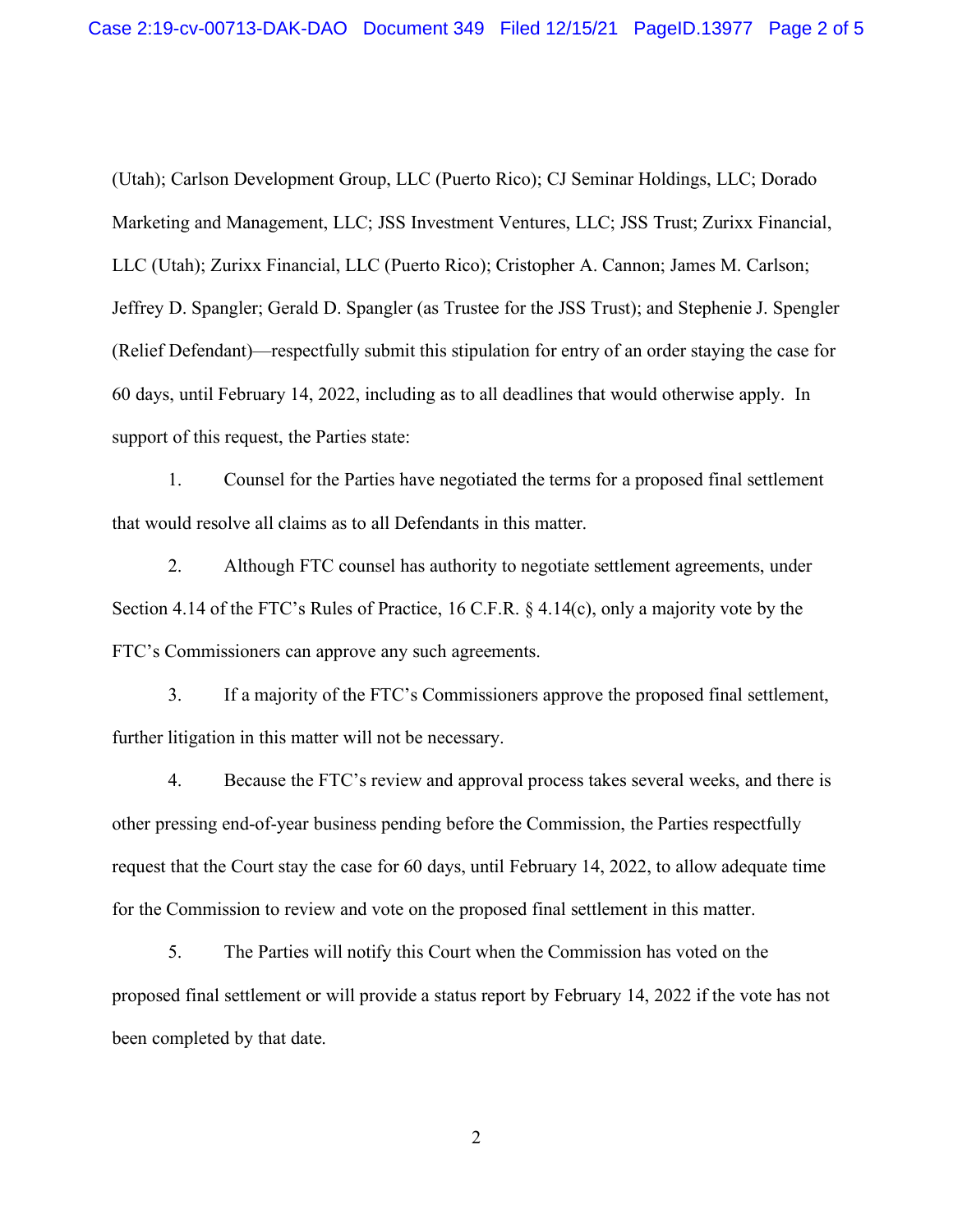(Utah); Carlson Development Group, LLC (Puerto Rico); CJ Seminar Holdings, LLC; Dorado Marketing and Management, LLC; JSS Investment Ventures, LLC; JSS Trust; Zurixx Financial, LLC (Utah); Zurixx Financial, LLC (Puerto Rico); Cristopher A. Cannon; James M. Carlson; Jeffrey D. Spangler; Gerald D. Spangler (as Trustee for the JSS Trust); and Stephenie J. Spengler (Relief Defendant)—respectfully submit this stipulation for entry of an order staying the case for 60 days, until February 14, 2022, including as to all deadlines that would otherwise apply. In support of this request, the Parties state:

1. Counsel for the Parties have negotiated the terms for a proposed final settlement that would resolve all claims as to all Defendants in this matter.

2. Although FTC counsel has authority to negotiate settlement agreements, under Section 4.14 of the FTC's Rules of Practice, 16 C.F.R. § 4.14(c), only a majority vote by the FTC's Commissioners can approve any such agreements.

3. If a majority of the FTC's Commissioners approve the proposed final settlement, further litigation in this matter will not be necessary.

4. Because the FTC's review and approval process takes several weeks, and there is other pressing end-of-year business pending before the Commission, the Parties respectfully request that the Court stay the case for 60 days, until February 14, 2022, to allow adequate time for the Commission to review and vote on the proposed final settlement in this matter.

5. The Parties will notify this Court when the Commission has voted on the proposed final settlement or will provide a status report by February 14, 2022 if the vote has not been completed by that date.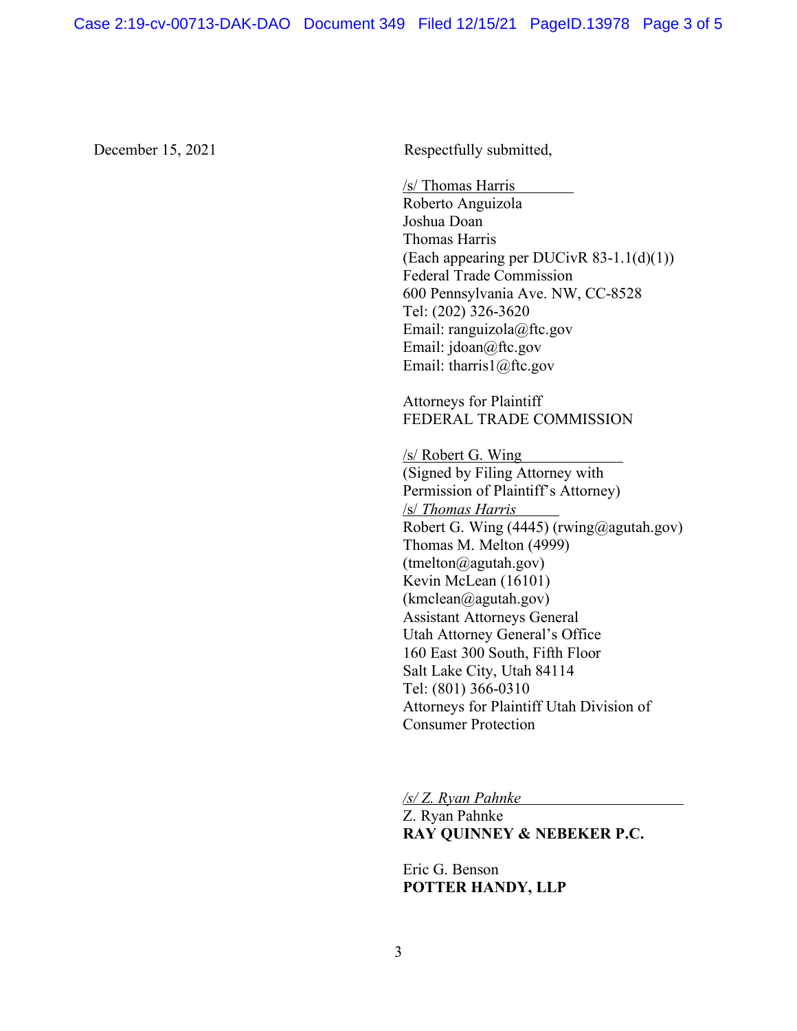December 15, 2021

Respectfully submitted,

/s/ Thomas Harris
Roberto Anguizola
Joshua Doan
Thomas Harris
(Each appearing per DUCivR 83-1.1(d)(1))
Federal Trade Commission
600 Pennsylvania Ave. NW, CC-8528
Tel: (202) 326-3620
Email: ranguizola@ftc.gov
Email: jdoan@ftc.gov
Email: tharris1@ftc.gov

Attorneys for Plaintiff
FEDERAL TRADE COMMISSION

/s/ Robert G. Wing
(Signed by Filing Attorney with
Permission of Plaintiff's Attorney)
/s/ *Thomas Harris*
Robert G. Wing (4445) (rwing@agutah.gov)
Thomas M. Melton (4999)
(tmelton@agutah.gov)
Kevin McLean (16101)
(kmclean@agutah.gov)
Assistant Attorneys General
Utah Attorney General's Office
160 East 300 South, Fifth Floor
Salt Lake City, Utah 84114
Tel: (801) 366-0310
Attorneys for Plaintiff Utah Division of
Consumer Protection

*/s/ Z. Ryan Pahnke*
Z. Ryan Pahnke
**RAY QUINNEY & NEBEKER P.C.**

Eric G. Benson
**POTTER HANDY, LLP**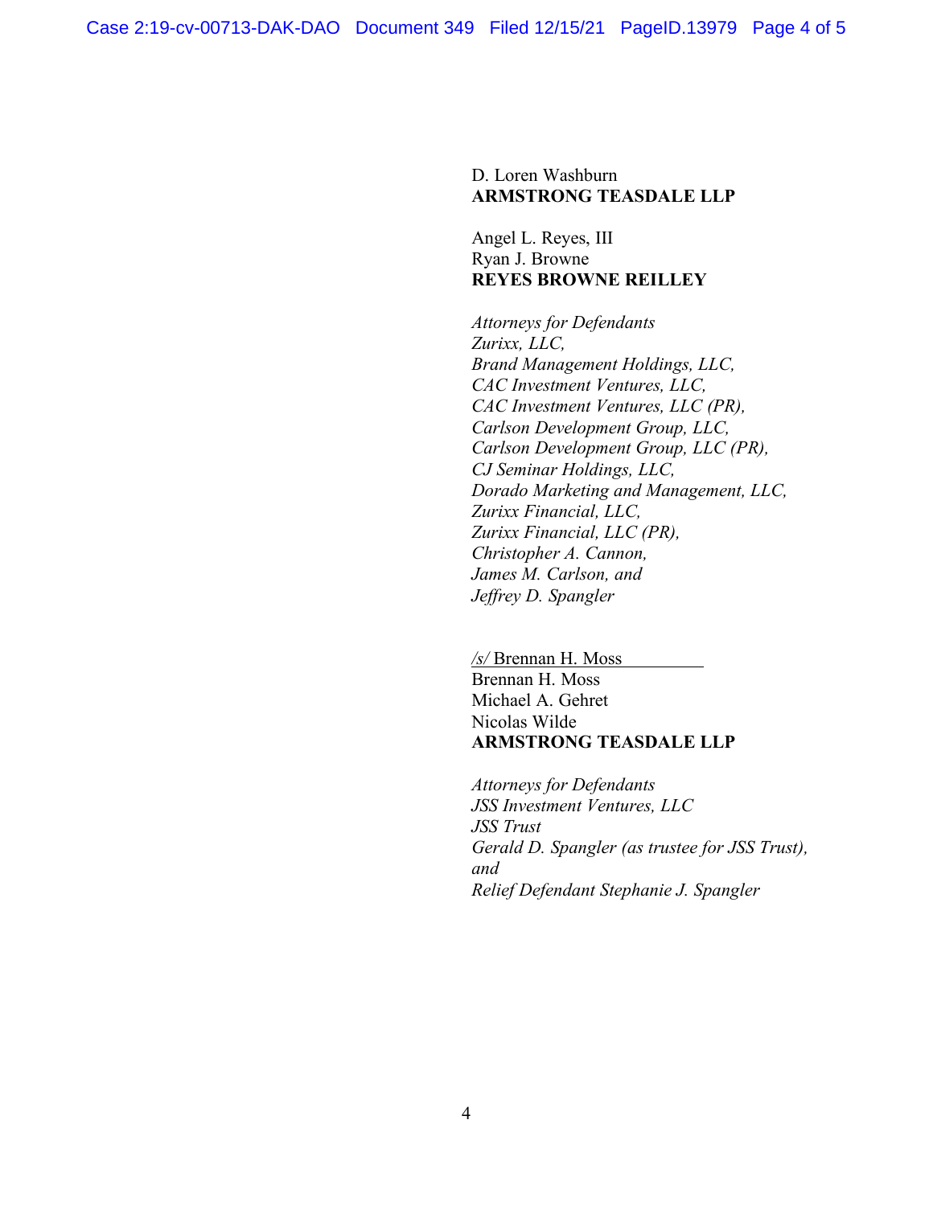D. Loren Washburn
**ARMSTRONG TEASDALE LLP**

Angel L. Reyes, III
Ryan J. Browne
**REYES BROWNE REILLEY**

*Attorneys for Defendants*
*Zurixx, LLC,*
*Brand Management Holdings, LLC,*
*CAC Investment Ventures, LLC,*
*CAC Investment Ventures, LLC (PR),*
*Carlson Development Group, LLC,*
*Carlson Development Group, LLC (PR),*
*CJ Seminar Holdings, LLC,*
*Dorado Marketing and Management, LLC,*
*Zurixx Financial, LLC,*
*Zurixx Financial, LLC (PR),*
*Christopher A. Cannon,*
*James M. Carlson, and*
*Jeffrey D. Spangler*

/s/ Brennan H. Moss
Brennan H. Moss
Michael A. Gehret
Nicolas Wilde
**ARMSTRONG TEASDALE LLP**

*Attorneys for Defendants*
*JSS Investment Ventures, LLC*
*JSS Trust*
*Gerald D. Spangler (as trustee for JSS Trust),*
*and*
*Relief Defendant Stephanie J. Spangler*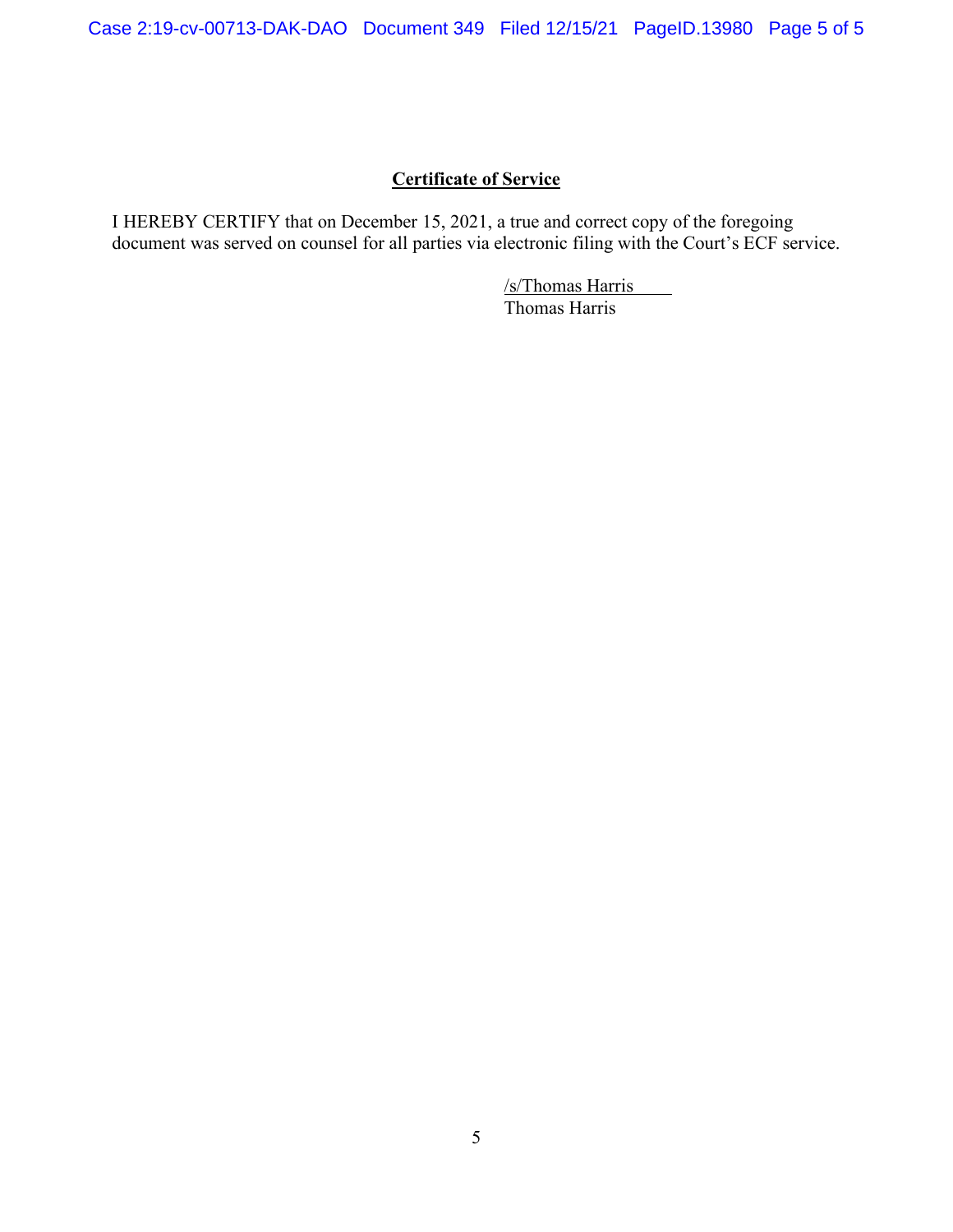**Certificate of Service**

I HEREBY CERTIFY that on December 15, 2021, a true and correct copy of the foregoing document was served on counsel for all parties via electronic filing with the Court's ECF service.

/s/Thomas Harris
Thomas Harris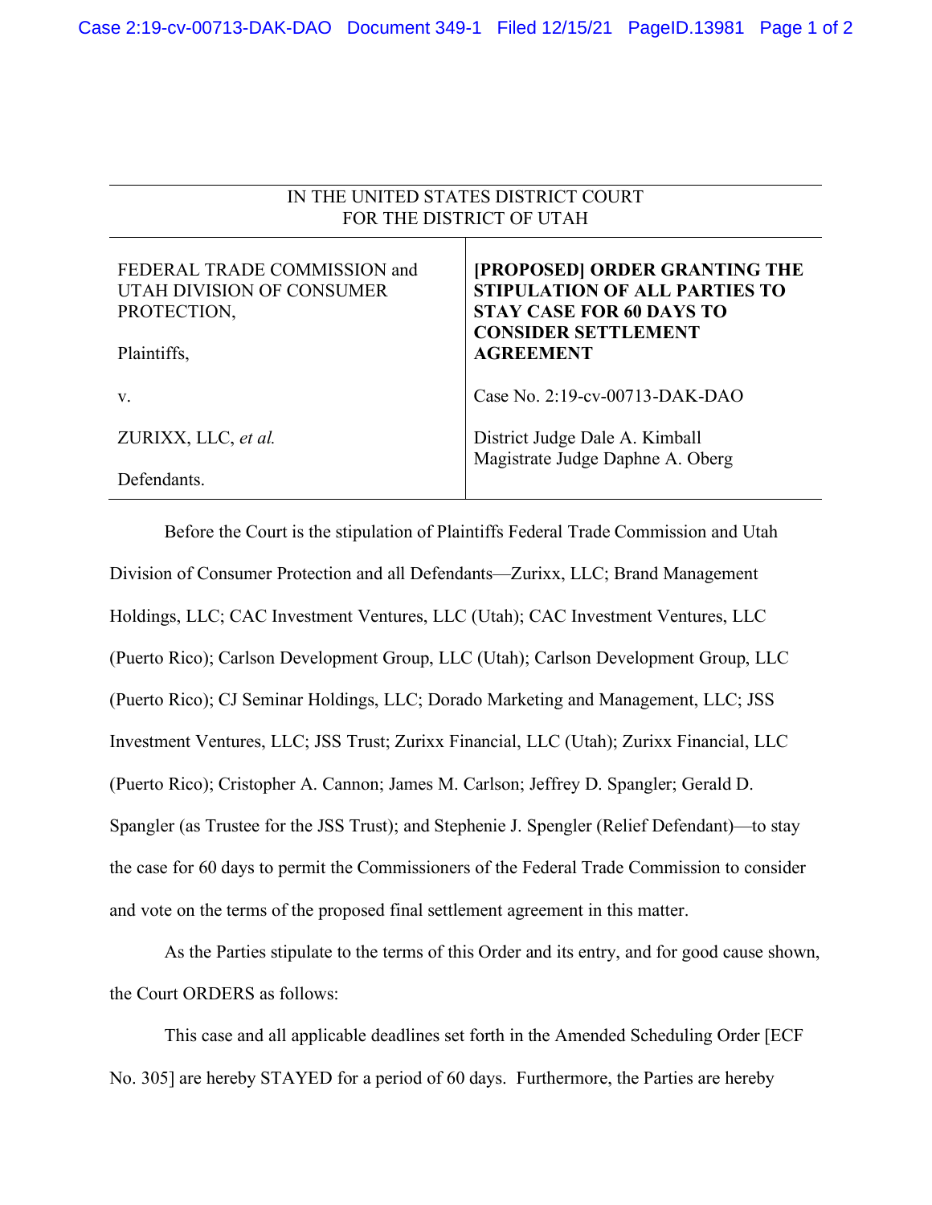IN THE UNITED STATES DISTRICT COURT
FOR THE DISTRICT OF UTAH

| | |
|---|---|
| FEDERAL TRADE COMMISSION and UTAH DIVISION OF CONSUMER PROTECTION,<br><br>Plaintiffs,<br><br>v.<br><br>ZURIXX, LLC, *et al.*<br><br>Defendants. | **[PROPOSED] ORDER GRANTING THE STIPULATION OF ALL PARTIES TO STAY CASE FOR 60 DAYS TO CONSIDER SETTLEMENT AGREEMENT**<br><br>Case No. 2:19-cv-00713-DAK-DAO<br><br>District Judge Dale A. Kimball<br>Magistrate Judge Daphne A. Oberg |

Before the Court is the stipulation of Plaintiffs Federal Trade Commission and Utah Division of Consumer Protection and all Defendants—Zurixx, LLC; Brand Management Holdings, LLC; CAC Investment Ventures, LLC (Utah); CAC Investment Ventures, LLC (Puerto Rico); Carlson Development Group, LLC (Utah); Carlson Development Group, LLC (Puerto Rico); CJ Seminar Holdings, LLC; Dorado Marketing and Management, LLC; JSS Investment Ventures, LLC; JSS Trust; Zurixx Financial, LLC (Utah); Zurixx Financial, LLC (Puerto Rico); Cristopher A. Cannon; James M. Carlson; Jeffrey D. Spangler; Gerald D. Spangler (as Trustee for the JSS Trust); and Stephenie J. Spengler (Relief Defendant)—to stay the case for 60 days to permit the Commissioners of the Federal Trade Commission to consider and vote on the terms of the proposed final settlement agreement in this matter.

As the Parties stipulate to the terms of this Order and its entry, and for good cause shown, the Court ORDERS as follows:

This case and all applicable deadlines set forth in the Amended Scheduling Order [ECF No. 305] are hereby STAYED for a period of 60 days. Furthermore, the Parties are hereby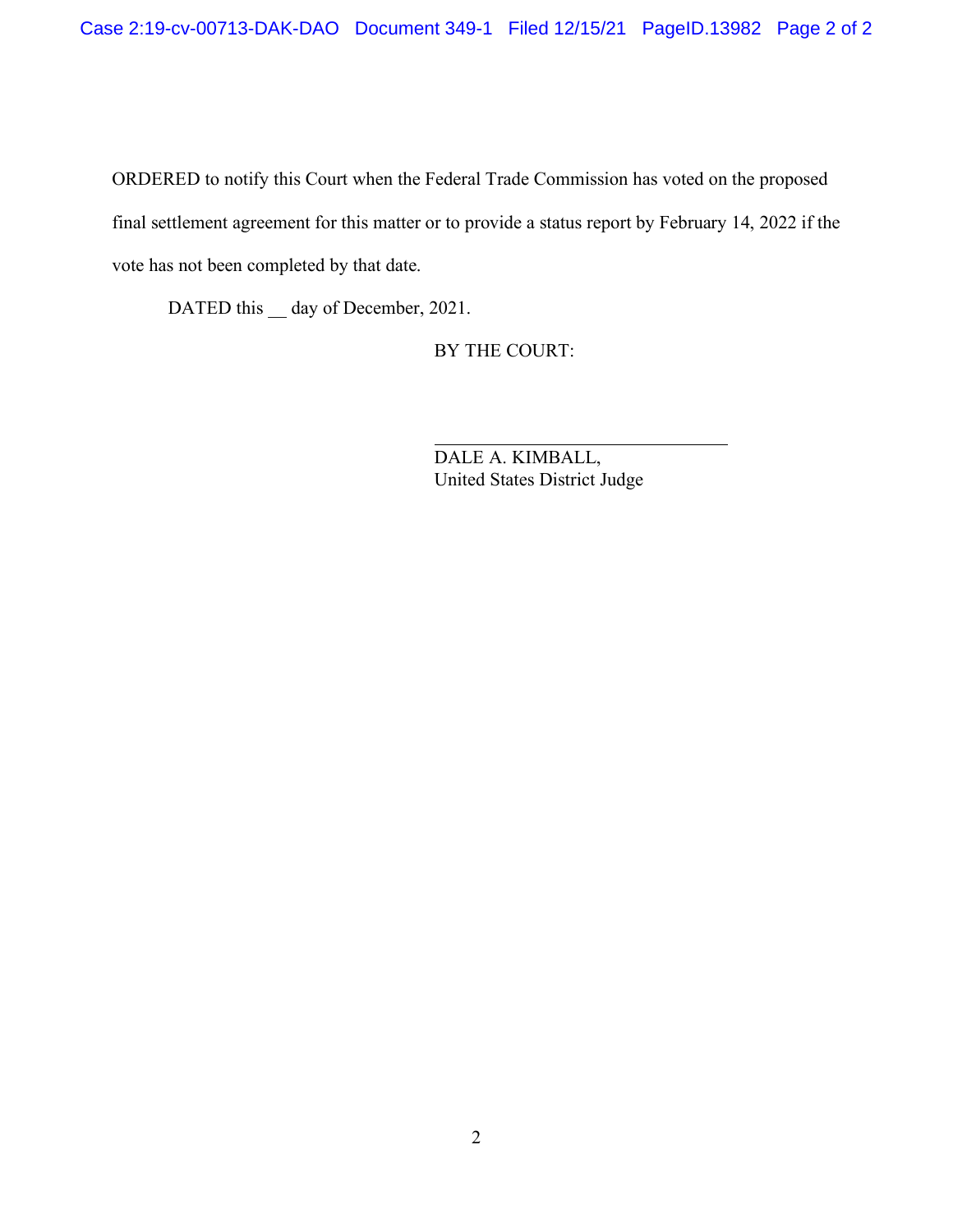ORDERED to notify this Court when the Federal Trade Commission has voted on the proposed final settlement agreement for this matter or to provide a status report by February 14, 2022 if the vote has not been completed by that date.

DATED this __ day of December, 2021.

BY THE COURT:

______________________________

DALE A. KIMBALL,
United States District Judge